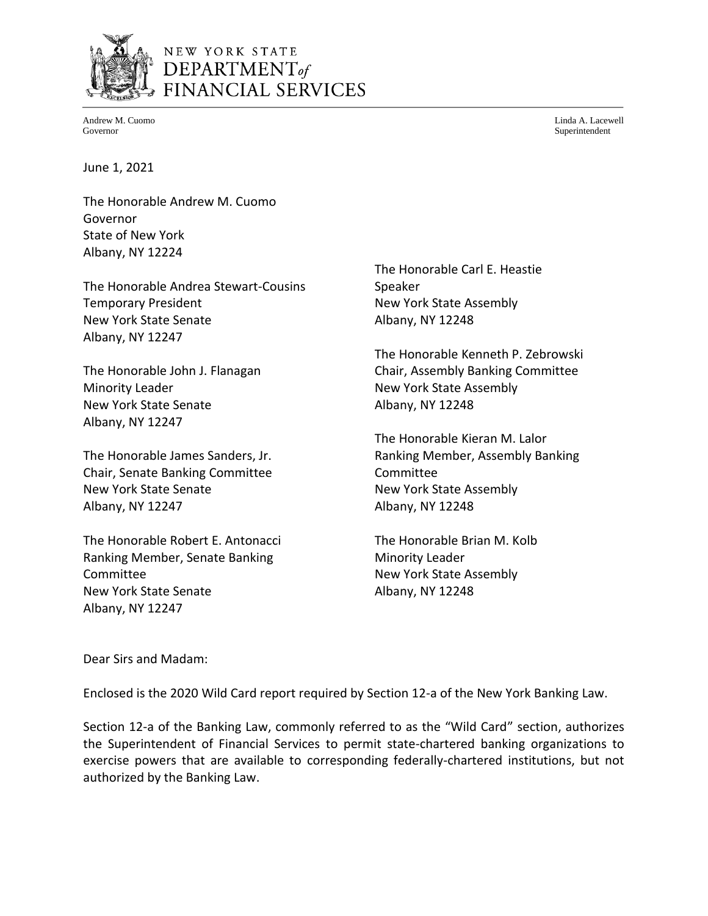NEW YORK STATE
DEPARTMENT *of*
FINANCIAL SERVICES

Andrew M. Cuomo
Governor

Linda A. Lacewell
Superintendent

June 1, 2021

The Honorable Andrew M. Cuomo
Governor
State of New York
Albany, NY 12224

The Honorable Andrea Stewart-Cousins
Temporary President
New York State Senate
Albany, NY 12247

The Honorable John J. Flanagan
Minority Leader
New York State Senate
Albany, NY 12247

The Honorable James Sanders, Jr.
Chair, Senate Banking Committee
New York State Senate
Albany, NY 12247

The Honorable Robert E. Antonacci
Ranking Member, Senate Banking Committee
New York State Senate
Albany, NY 12247

The Honorable Carl E. Heastie
Speaker
New York State Assembly
Albany, NY 12248

The Honorable Kenneth P. Zebrowski
Chair, Assembly Banking Committee
New York State Assembly
Albany, NY 12248

The Honorable Kieran M. Lalor
Ranking Member, Assembly Banking Committee
New York State Assembly
Albany, NY 12248

The Honorable Brian M. Kolb
Minority Leader
New York State Assembly
Albany, NY 12248

Dear Sirs and Madam:

Enclosed is the 2020 Wild Card report required by Section 12-a of the New York Banking Law.

Section 12-a of the Banking Law, commonly referred to as the "Wild Card" section, authorizes the Superintendent of Financial Services to permit state-chartered banking organizations to exercise powers that are available to corresponding federally-chartered institutions, but not authorized by the Banking Law.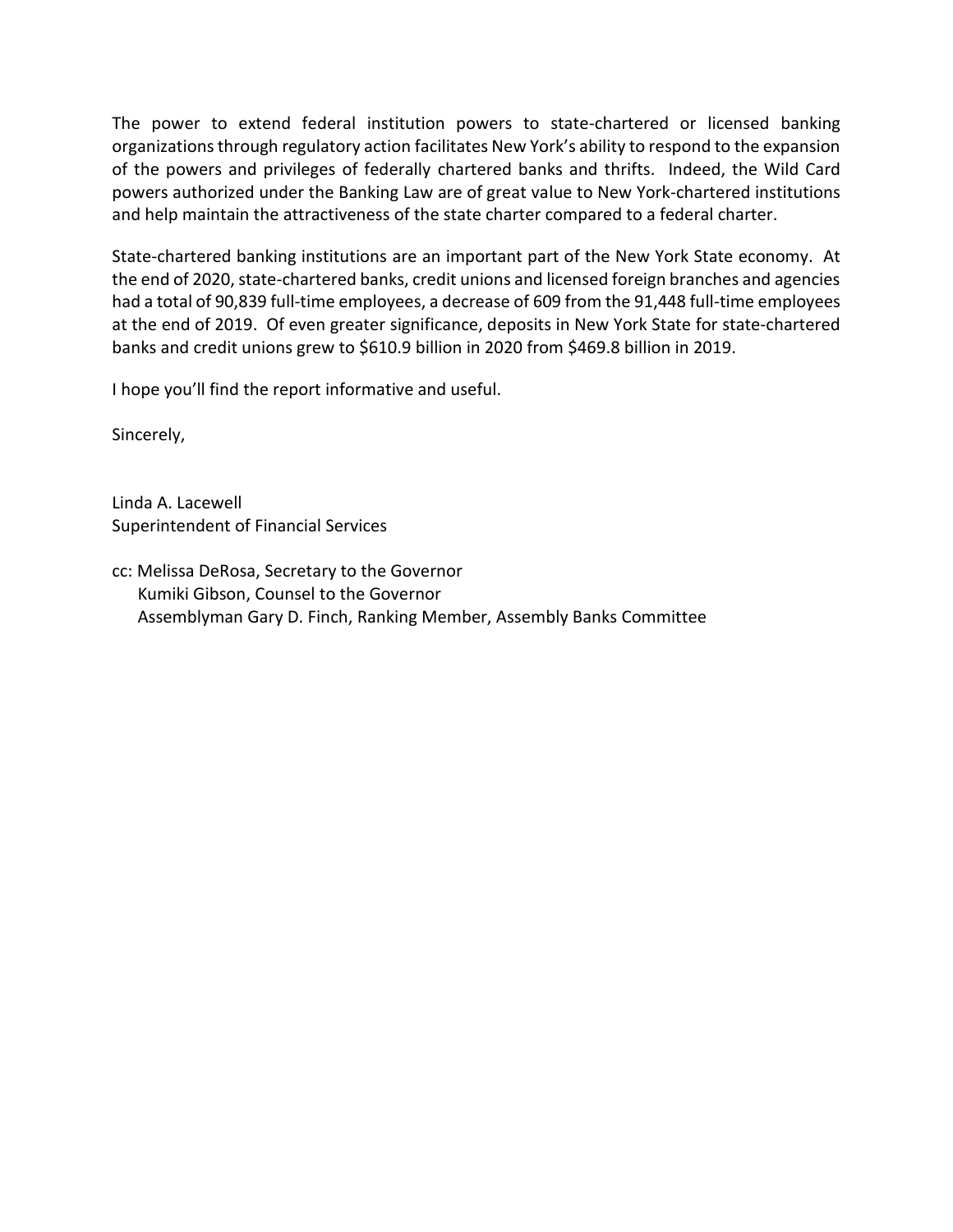The power to extend federal institution powers to state-chartered or licensed banking organizations through regulatory action facilitates New York's ability to respond to the expansion of the powers and privileges of federally chartered banks and thrifts. Indeed, the Wild Card powers authorized under the Banking Law are of great value to New York-chartered institutions and help maintain the attractiveness of the state charter compared to a federal charter.

State-chartered banking institutions are an important part of the New York State economy. At the end of 2020, state-chartered banks, credit unions and licensed foreign branches and agencies had a total of 90,839 full-time employees, a decrease of 609 from the 91,448 full-time employees at the end of 2019. Of even greater significance, deposits in New York State for state-chartered banks and credit unions grew to $610.9 billion in 2020 from $469.8 billion in 2019.

I hope you'll find the report informative and useful.

Sincerely,

Linda A. Lacewell
Superintendent of Financial Services

cc: Melissa DeRosa, Secretary to the Governor
Kumiki Gibson, Counsel to the Governor
Assemblyman Gary D. Finch, Ranking Member, Assembly Banks Committee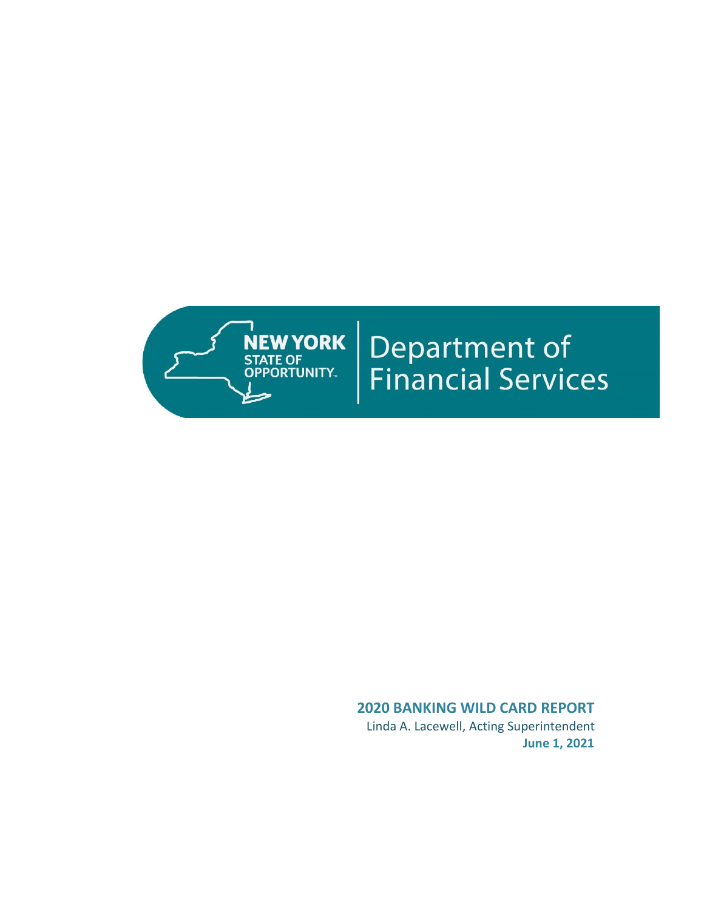NEW YORK STATE OF OPPORTUNITY

Department of Financial Services

**2020 BANKING WILD CARD REPORT**

Linda A. Lacewell, Acting Superintendent

**June 1, 2021**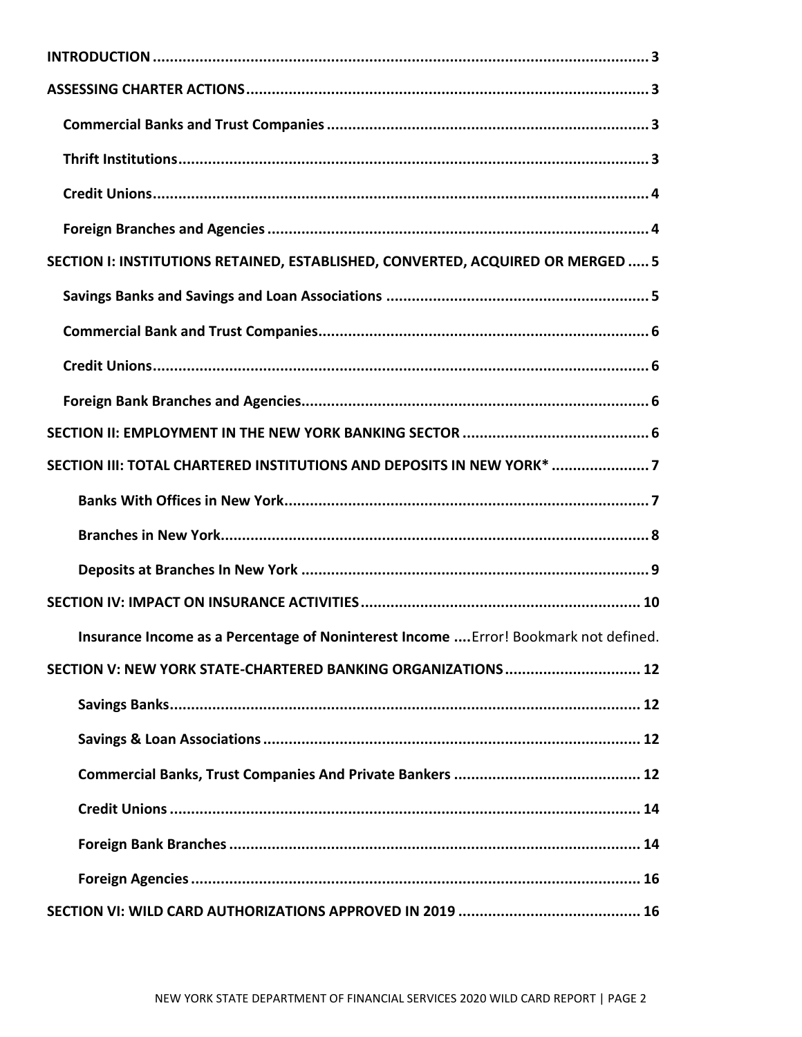**INTRODUCTION** .......... 3

**ASSESSING CHARTER ACTIONS** .......... 3

- **Commercial Banks and Trust Companies** .......... 3
- **Thrift Institutions** .......... 3
- **Credit Unions** .......... 4
- **Foreign Branches and Agencies** .......... 4

**SECTION I: INSTITUTIONS RETAINED, ESTABLISHED, CONVERTED, ACQUIRED OR MERGED** .......... 5

- **Savings Banks and Savings and Loan Associations** .......... 5
- **Commercial Bank and Trust Companies** .......... 6
- **Credit Unions** .......... 6
- **Foreign Bank Branches and Agencies** .......... 6

**SECTION II: EMPLOYMENT IN THE NEW YORK BANKING SECTOR** .......... 6

**SECTION III: TOTAL CHARTERED INSTITUTIONS AND DEPOSITS IN NEW YORK*** .......... 7

- **Banks With Offices in New York** .......... 7
- **Branches in New York** .......... 8
- **Deposits at Branches In New York** .......... 9

**SECTION IV: IMPACT ON INSURANCE ACTIVITIES** .......... 10

- **Insurance Income as a Percentage of Noninterest Income** ....Error! Bookmark not defined.

**SECTION V: NEW YORK STATE-CHARTERED BANKING ORGANIZATIONS** .......... 12

- **Savings Banks** .......... 12
- **Savings & Loan Associations** .......... 12
- **Commercial Banks, Trust Companies And Private Bankers** .......... 12
- **Credit Unions** .......... 14
- **Foreign Bank Branches** .......... 14
- **Foreign Agencies** .......... 16

**SECTION VI: WILD CARD AUTHORIZATIONS APPROVED IN 2019** .......... 16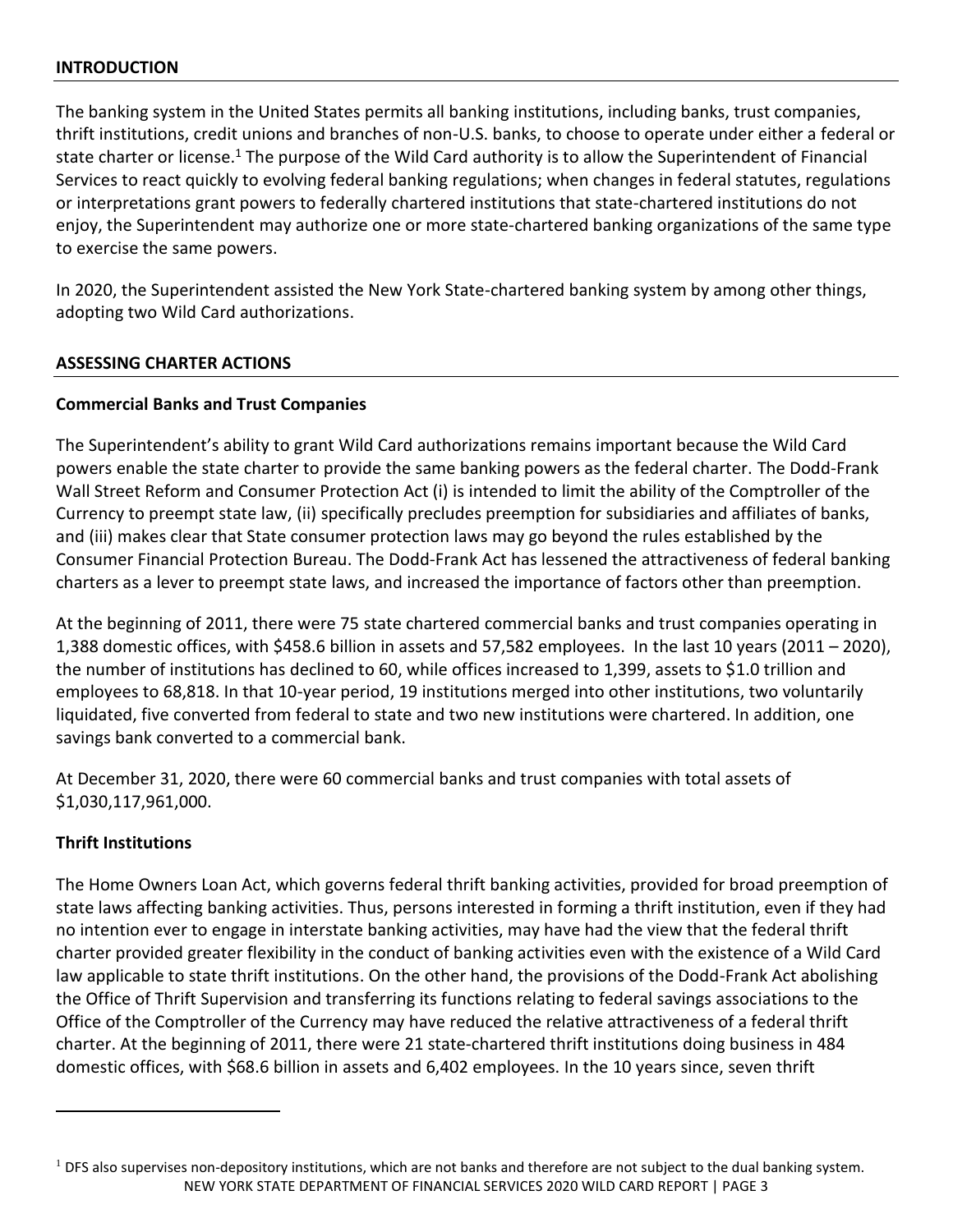## INTRODUCTION

The banking system in the United States permits all banking institutions, including banks, trust companies, thrift institutions, credit unions and branches of non-U.S. banks, to choose to operate under either a federal or state charter or license.[1] The purpose of the Wild Card authority is to allow the Superintendent of Financial Services to react quickly to evolving federal banking regulations; when changes in federal statutes, regulations or interpretations grant powers to federally chartered institutions that state-chartered institutions do not enjoy, the Superintendent may authorize one or more state-chartered banking organizations of the same type to exercise the same powers.

In 2020, the Superintendent assisted the New York State-chartered banking system by among other things, adopting two Wild Card authorizations.

## ASSESSING CHARTER ACTIONS

### Commercial Banks and Trust Companies

The Superintendent's ability to grant Wild Card authorizations remains important because the Wild Card powers enable the state charter to provide the same banking powers as the federal charter. The Dodd-Frank Wall Street Reform and Consumer Protection Act (i) is intended to limit the ability of the Comptroller of the Currency to preempt state law, (ii) specifically precludes preemption for subsidiaries and affiliates of banks, and (iii) makes clear that State consumer protection laws may go beyond the rules established by the Consumer Financial Protection Bureau. The Dodd-Frank Act has lessened the attractiveness of federal banking charters as a lever to preempt state laws, and increased the importance of factors other than preemption.

At the beginning of 2011, there were 75 state chartered commercial banks and trust companies operating in 1,388 domestic offices, with $458.6 billion in assets and 57,582 employees. In the last 10 years (2011 – 2020), the number of institutions has declined to 60, while offices increased to 1,399, assets to $1.0 trillion and employees to 68,818. In that 10-year period, 19 institutions merged into other institutions, two voluntarily liquidated, five converted from federal to state and two new institutions were chartered. In addition, one savings bank converted to a commercial bank.

At December 31, 2020, there were 60 commercial banks and trust companies with total assets of $1,030,117,961,000.

### Thrift Institutions

The Home Owners Loan Act, which governs federal thrift banking activities, provided for broad preemption of state laws affecting banking activities. Thus, persons interested in forming a thrift institution, even if they had no intention ever to engage in interstate banking activities, may have had the view that the federal thrift charter provided greater flexibility in the conduct of banking activities even with the existence of a Wild Card law applicable to state thrift institutions. On the other hand, the provisions of the Dodd-Frank Act abolishing the Office of Thrift Supervision and transferring its functions relating to federal savings associations to the Office of the Comptroller of the Currency may have reduced the relative attractiveness of a federal thrift charter. At the beginning of 2011, there were 21 state-chartered thrift institutions doing business in 484 domestic offices, with $68.6 billion in assets and 6,402 employees. In the 10 years since, seven thrift

[1] DFS also supervises non-depository institutions, which are not banks and therefore are not subject to the dual banking system.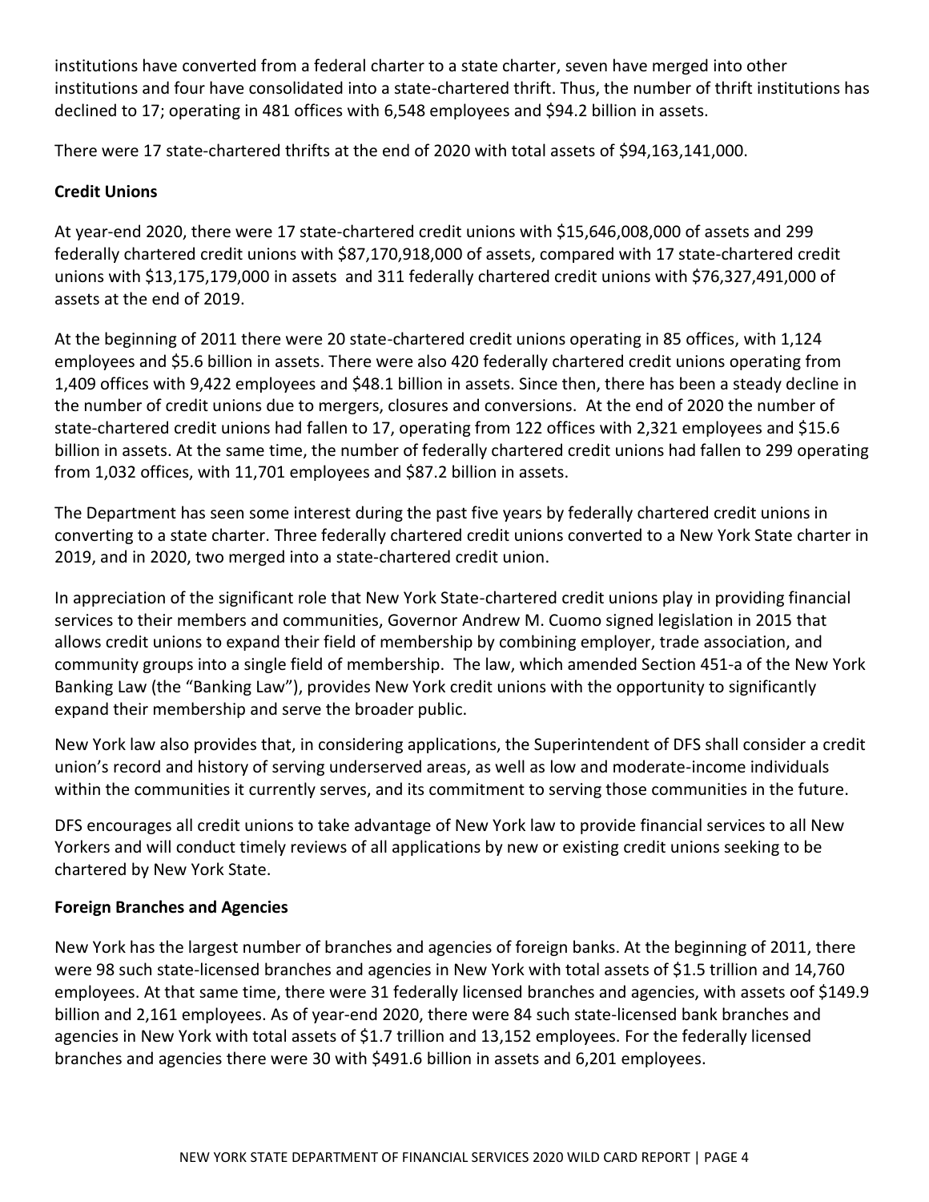institutions have converted from a federal charter to a state charter, seven have merged into other institutions and four have consolidated into a state-chartered thrift. Thus, the number of thrift institutions has declined to 17; operating in 481 offices with 6,548 employees and $94.2 billion in assets.

There were 17 state-chartered thrifts at the end of 2020 with total assets of $94,163,141,000.

**Credit Unions**

At year-end 2020, there were 17 state-chartered credit unions with $15,646,008,000 of assets and 299 federally chartered credit unions with $87,170,918,000 of assets, compared with 17 state-chartered credit unions with $13,175,179,000 in assets and 311 federally chartered credit unions with $76,327,491,000 of assets at the end of 2019.

At the beginning of 2011 there were 20 state-chartered credit unions operating in 85 offices, with 1,124 employees and $5.6 billion in assets. There were also 420 federally chartered credit unions operating from 1,409 offices with 9,422 employees and $48.1 billion in assets. Since then, there has been a steady decline in the number of credit unions due to mergers, closures and conversions. At the end of 2020 the number of state-chartered credit unions had fallen to 17, operating from 122 offices with 2,321 employees and $15.6 billion in assets. At the same time, the number of federally chartered credit unions had fallen to 299 operating from 1,032 offices, with 11,701 employees and $87.2 billion in assets.

The Department has seen some interest during the past five years by federally chartered credit unions in converting to a state charter. Three federally chartered credit unions converted to a New York State charter in 2019, and in 2020, two merged into a state-chartered credit union.

In appreciation of the significant role that New York State-chartered credit unions play in providing financial services to their members and communities, Governor Andrew M. Cuomo signed legislation in 2015 that allows credit unions to expand their field of membership by combining employer, trade association, and community groups into a single field of membership. The law, which amended Section 451-a of the New York Banking Law (the "Banking Law"), provides New York credit unions with the opportunity to significantly expand their membership and serve the broader public.

New York law also provides that, in considering applications, the Superintendent of DFS shall consider a credit union's record and history of serving underserved areas, as well as low and moderate-income individuals within the communities it currently serves, and its commitment to serving those communities in the future.

DFS encourages all credit unions to take advantage of New York law to provide financial services to all New Yorkers and will conduct timely reviews of all applications by new or existing credit unions seeking to be chartered by New York State.

**Foreign Branches and Agencies**

New York has the largest number of branches and agencies of foreign banks. At the beginning of 2011, there were 98 such state-licensed branches and agencies in New York with total assets of $1.5 trillion and 14,760 employees. At that same time, there were 31 federally licensed branches and agencies, with assets oof $149.9 billion and 2,161 employees. As of year-end 2020, there were 84 such state-licensed bank branches and agencies in New York with total assets of $1.7 trillion and 13,152 employees. For the federally licensed branches and agencies there were 30 with $491.6 billion in assets and 6,201 employees.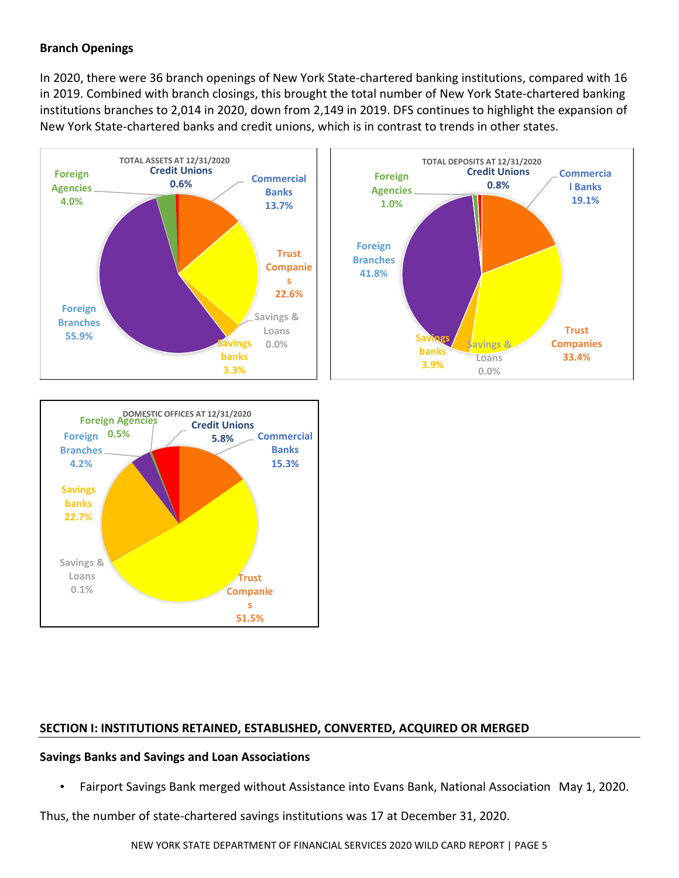### Branch Openings

In 2020, there were 36 branch openings of New York State-chartered banking institutions, compared with 16 in 2019. Combined with branch closings, this brought the total number of New York State-chartered banking institutions branches to 2,014 in 2020, down from 2,149 in 2019. DFS continues to highlight the expansion of New York State-chartered banks and credit unions, which is in contrast to trends in other states.

**TOTAL ASSETS AT 12/31/2020**

| Category | Share |
|---|---|
| Credit Unions | 0.6% |
| Commercial Banks | 13.7% |
| Trust Companies | 22.6% |
| Savings & Loans | 0.0% |
| Savings banks | 3.3% |
| Foreign Branches | 55.9% |
| Foreign Agencies | 4.0% |

**TOTAL DEPOSITS AT 12/31/2020**

| Category | Share |
|---|---|
| Credit Unions | 0.8% |
| Commercial Banks | 19.1% |
| Trust Companies | 33.4% |
| Savings & Loans | 0.0% |
| Savings banks | 3.9% |
| Foreign Branches | 41.8% |
| Foreign Agencies | 1.0% |

**DOMESTIC OFFICES AT 12/31/2020**

| Category | Share |
|---|---|
| Credit Unions | 5.8% |
| Commercial Banks | 15.3% |
| Trust Companies | 51.5% |
| Savings & Loans | 0.1% |
| Savings banks | 22.7% |
| Foreign Branches | 4.2% |
| Foreign Agencies | 0.5% |

## SECTION I: INSTITUTIONS RETAINED, ESTABLISHED, CONVERTED, ACQUIRED OR MERGED

### Savings Banks and Savings and Loan Associations

- Fairport Savings Bank merged without Assistance into Evans Bank, National Association May 1, 2020.

Thus, the number of state-chartered savings institutions was 17 at December 31, 2020.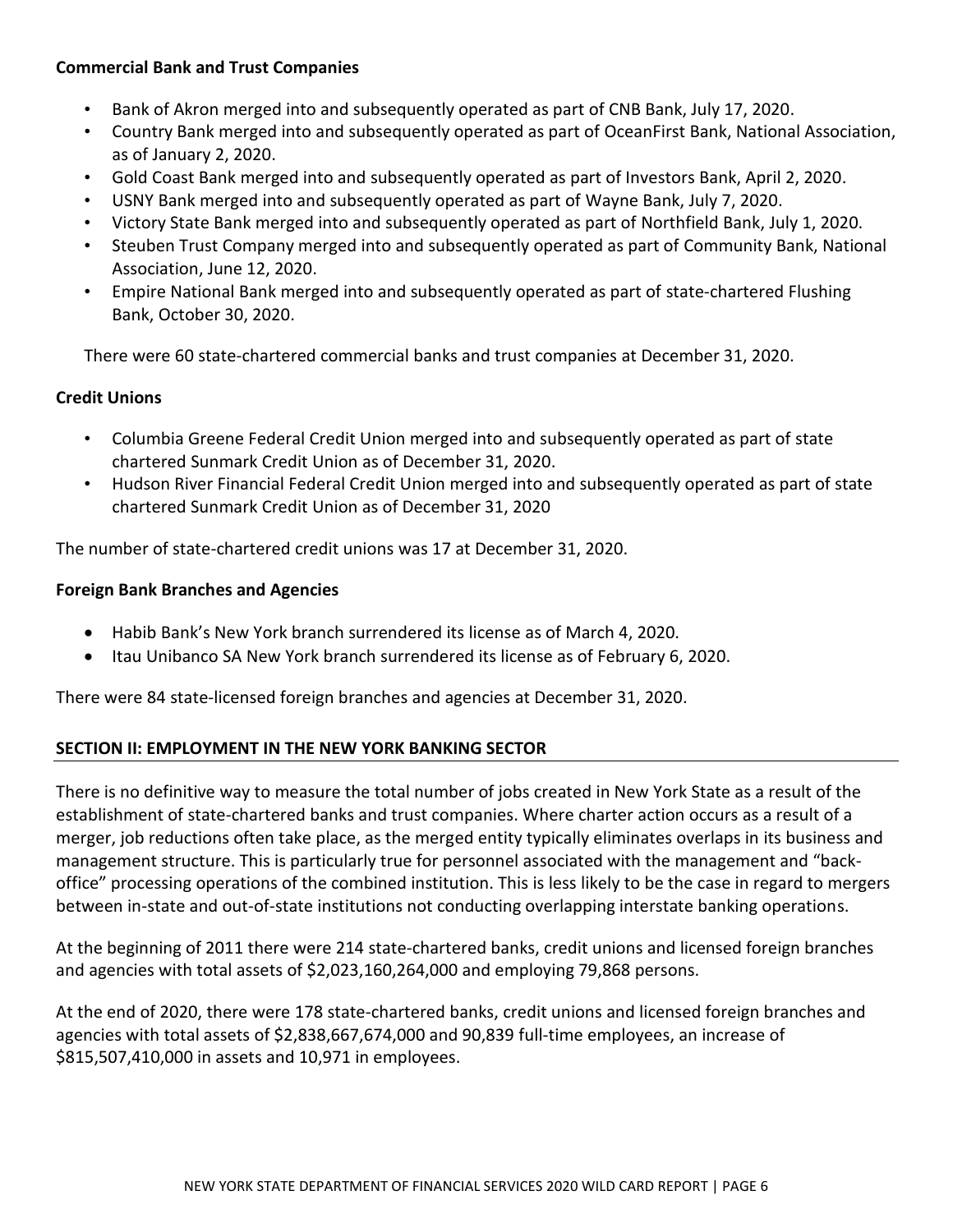**Commercial Bank and Trust Companies**

- Bank of Akron merged into and subsequently operated as part of CNB Bank, July 17, 2020.
- Country Bank merged into and subsequently operated as part of OceanFirst Bank, National Association, as of January 2, 2020.
- Gold Coast Bank merged into and subsequently operated as part of Investors Bank, April 2, 2020.
- USNY Bank merged into and subsequently operated as part of Wayne Bank, July 7, 2020.
- Victory State Bank merged into and subsequently operated as part of Northfield Bank, July 1, 2020.
- Steuben Trust Company merged into and subsequently operated as part of Community Bank, National Association, June 12, 2020.
- Empire National Bank merged into and subsequently operated as part of state-chartered Flushing Bank, October 30, 2020.

There were 60 state-chartered commercial banks and trust companies at December 31, 2020.

**Credit Unions**

- Columbia Greene Federal Credit Union merged into and subsequently operated as part of state chartered Sunmark Credit Union as of December 31, 2020.
- Hudson River Financial Federal Credit Union merged into and subsequently operated as part of state chartered Sunmark Credit Union as of December 31, 2020

The number of state-chartered credit unions was 17 at December 31, 2020.

**Foreign Bank Branches and Agencies**

- Habib Bank's New York branch surrendered its license as of March 4, 2020.
- Itau Unibanco SA New York branch surrendered its license as of February 6, 2020.

There were 84 state-licensed foreign branches and agencies at December 31, 2020.

## SECTION II: EMPLOYMENT IN THE NEW YORK BANKING SECTOR

There is no definitive way to measure the total number of jobs created in New York State as a result of the establishment of state-chartered banks and trust companies. Where charter action occurs as a result of a merger, job reductions often take place, as the merged entity typically eliminates overlaps in its business and management structure. This is particularly true for personnel associated with the management and "back-office" processing operations of the combined institution. This is less likely to be the case in regard to mergers between in-state and out-of-state institutions not conducting overlapping interstate banking operations.

At the beginning of 2011 there were 214 state-chartered banks, credit unions and licensed foreign branches and agencies with total assets of $2,023,160,264,000 and employing 79,868 persons.

At the end of 2020, there were 178 state-chartered banks, credit unions and licensed foreign branches and agencies with total assets of $2,838,667,674,000 and 90,839 full-time employees, an increase of $815,507,410,000 in assets and 10,971 in employees.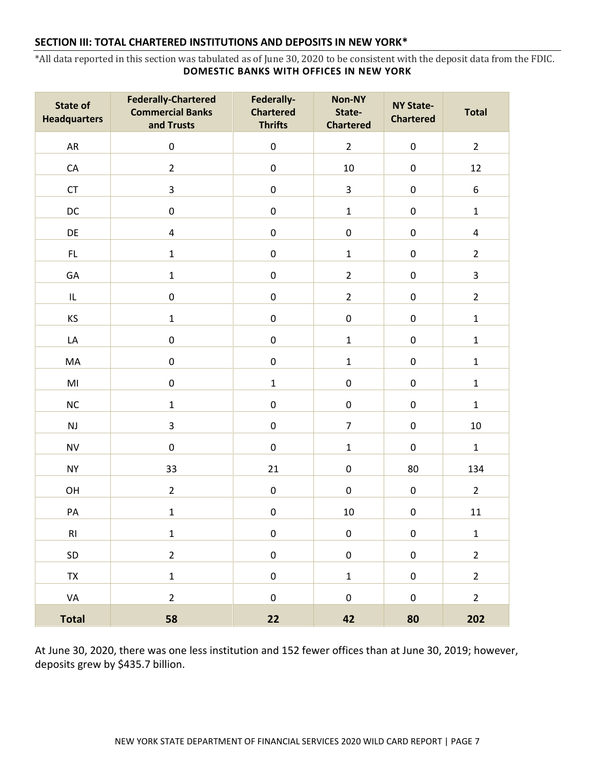## SECTION III: TOTAL CHARTERED INSTITUTIONS AND DEPOSITS IN NEW YORK*

*All data reported in this section was tabulated as of June 30, 2020 to be consistent with the deposit data from the FDIC.

**DOMESTIC BANKS WITH OFFICES IN NEW YORK**

| State of Headquarters | Federally-Chartered Commercial Banks and Trusts | Federally-Chartered Thrifts | Non-NY State-Chartered | NY State-Chartered | Total |
|---|---|---|---|---|---|
| AR | 0 | 0 | 2 | 0 | 2 |
| CA | 2 | 0 | 10 | 0 | 12 |
| CT | 3 | 0 | 3 | 0 | 6 |
| DC | 0 | 0 | 1 | 0 | 1 |
| DE | 4 | 0 | 0 | 0 | 4 |
| FL | 1 | 0 | 1 | 0 | 2 |
| GA | 1 | 0 | 2 | 0 | 3 |
| IL | 0 | 0 | 2 | 0 | 2 |
| KS | 1 | 0 | 0 | 0 | 1 |
| LA | 0 | 0 | 1 | 0 | 1 |
| MA | 0 | 0 | 1 | 0 | 1 |
| MI | 0 | 1 | 0 | 0 | 1 |
| NC | 1 | 0 | 0 | 0 | 1 |
| NJ | 3 | 0 | 7 | 0 | 10 |
| NV | 0 | 0 | 1 | 0 | 1 |
| NY | 33 | 21 | 0 | 80 | 134 |
| OH | 2 | 0 | 0 | 0 | 2 |
| PA | 1 | 0 | 10 | 0 | 11 |
| RI | 1 | 0 | 0 | 0 | 1 |
| SD | 2 | 0 | 0 | 0 | 2 |
| TX | 1 | 0 | 1 | 0 | 2 |
| VA | 2 | 0 | 0 | 0 | 2 |
| **Total** | **58** | **22** | **42** | **80** | **202** |

At June 30, 2020, there was one less institution and 152 fewer offices than at June 30, 2019; however, deposits grew by $435.7 billion.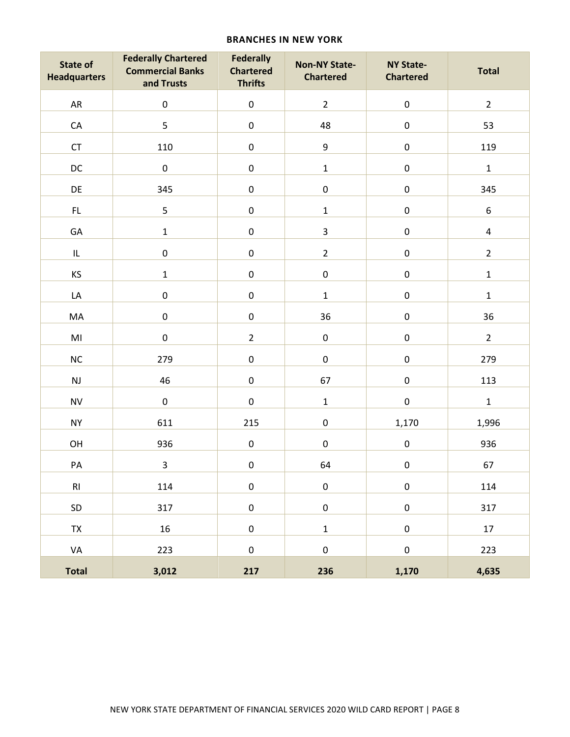**BRANCHES IN NEW YORK**

| State of Headquarters | Federally Chartered Commercial Banks and Trusts | Federally Chartered Thrifts | Non-NY State-Chartered | NY State-Chartered | Total |
|---|---|---|---|---|---|
| AR | 0 | 0 | 2 | 0 | 2 |
| CA | 5 | 0 | 48 | 0 | 53 |
| CT | 110 | 0 | 9 | 0 | 119 |
| DC | 0 | 0 | 1 | 0 | 1 |
| DE | 345 | 0 | 0 | 0 | 345 |
| FL | 5 | 0 | 1 | 0 | 6 |
| GA | 1 | 0 | 3 | 0 | 4 |
| IL | 0 | 0 | 2 | 0 | 2 |
| KS | 1 | 0 | 0 | 0 | 1 |
| LA | 0 | 0 | 1 | 0 | 1 |
| MA | 0 | 0 | 36 | 0 | 36 |
| MI | 0 | 2 | 0 | 0 | 2 |
| NC | 279 | 0 | 0 | 0 | 279 |
| NJ | 46 | 0 | 67 | 0 | 113 |
| NV | 0 | 0 | 1 | 0 | 1 |
| NY | 611 | 215 | 0 | 1,170 | 1,996 |
| OH | 936 | 0 | 0 | 0 | 936 |
| PA | 3 | 0 | 64 | 0 | 67 |
| RI | 114 | 0 | 0 | 0 | 114 |
| SD | 317 | 0 | 0 | 0 | 317 |
| TX | 16 | 0 | 1 | 0 | 17 |
| VA | 223 | 0 | 0 | 0 | 223 |
| **Total** | **3,012** | **217** | **236** | **1,170** | **4,635** |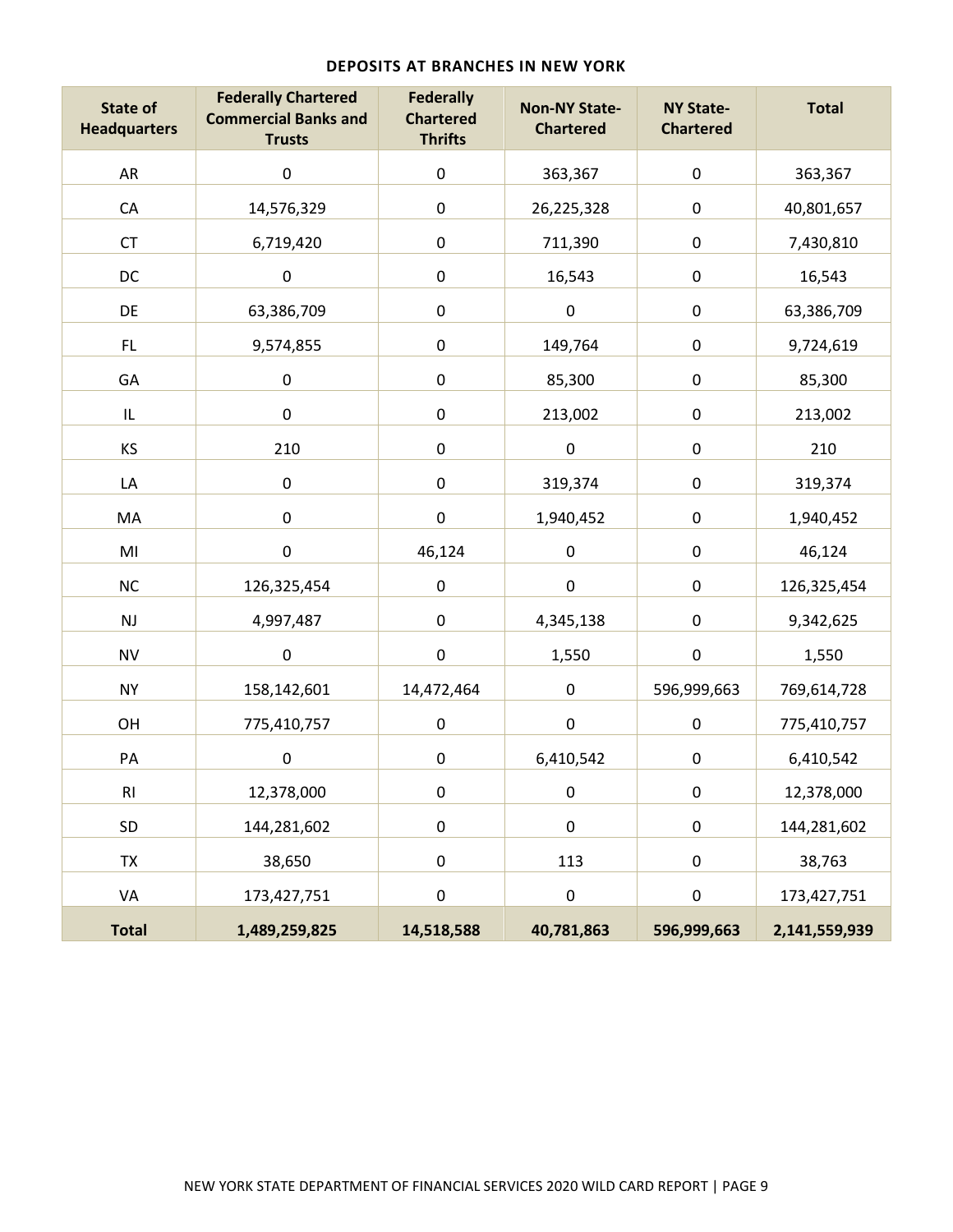**DEPOSITS AT BRANCHES IN NEW YORK**

| State of Headquarters | Federally Chartered Commercial Banks and Trusts | Federally Chartered Thrifts | Non-NY State-Chartered | NY State-Chartered | Total |
|---|---|---|---|---|---|
| AR | 0 | 0 | 363,367 | 0 | 363,367 |
| CA | 14,576,329 | 0 | 26,225,328 | 0 | 40,801,657 |
| CT | 6,719,420 | 0 | 711,390 | 0 | 7,430,810 |
| DC | 0 | 0 | 16,543 | 0 | 16,543 |
| DE | 63,386,709 | 0 | 0 | 0 | 63,386,709 |
| FL | 9,574,855 | 0 | 149,764 | 0 | 9,724,619 |
| GA | 0 | 0 | 85,300 | 0 | 85,300 |
| IL | 0 | 0 | 213,002 | 0 | 213,002 |
| KS | 210 | 0 | 0 | 0 | 210 |
| LA | 0 | 0 | 319,374 | 0 | 319,374 |
| MA | 0 | 0 | 1,940,452 | 0 | 1,940,452 |
| MI | 0 | 46,124 | 0 | 0 | 46,124 |
| NC | 126,325,454 | 0 | 0 | 0 | 126,325,454 |
| NJ | 4,997,487 | 0 | 4,345,138 | 0 | 9,342,625 |
| NV | 0 | 0 | 1,550 | 0 | 1,550 |
| NY | 158,142,601 | 14,472,464 | 0 | 596,999,663 | 769,614,728 |
| OH | 775,410,757 | 0 | 0 | 0 | 775,410,757 |
| PA | 0 | 0 | 6,410,542 | 0 | 6,410,542 |
| RI | 12,378,000 | 0 | 0 | 0 | 12,378,000 |
| SD | 144,281,602 | 0 | 0 | 0 | 144,281,602 |
| TX | 38,650 | 0 | 113 | 0 | 38,763 |
| VA | 173,427,751 | 0 | 0 | 0 | 173,427,751 |
| **Total** | **1,489,259,825** | **14,518,588** | **40,781,863** | **596,999,663** | **2,141,559,939** |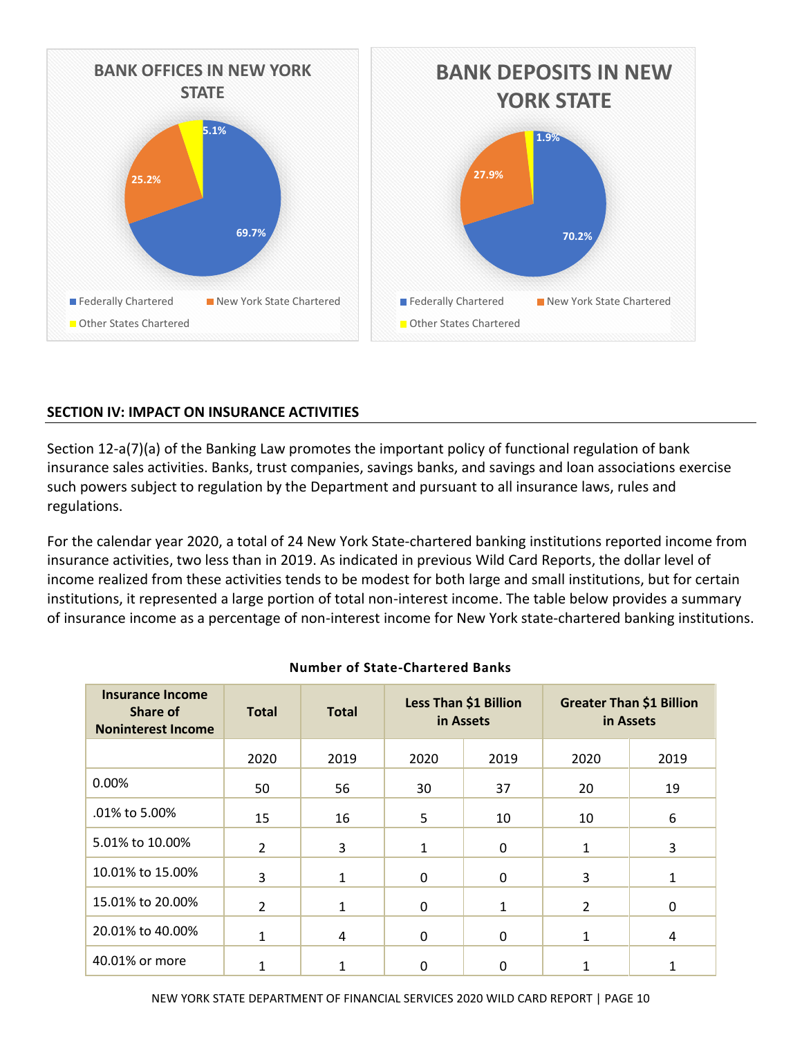**BANK OFFICES IN NEW YORK STATE**

- Federally Chartered: 69.7%
- New York State Chartered: 25.2%
- Other States Chartered: 5.1%

**BANK DEPOSITS IN NEW YORK STATE**

- Federally Chartered: 70.2%
- New York State Chartered: 27.9%
- Other States Chartered: 1.9%

## SECTION IV: IMPACT ON INSURANCE ACTIVITIES

Section 12-a(7)(a) of the Banking Law promotes the important policy of functional regulation of bank insurance sales activities. Banks, trust companies, savings banks, and savings and loan associations exercise such powers subject to regulation by the Department and pursuant to all insurance laws, rules and regulations.

For the calendar year 2020, a total of 24 New York State-chartered banking institutions reported income from insurance activities, two less than in 2019. As indicated in previous Wild Card Reports, the dollar level of income realized from these activities tends to be modest for both large and small institutions, but for certain institutions, it represented a large portion of total non-interest income. The table below provides a summary of insurance income as a percentage of non-interest income for New York state-chartered banking institutions.

**Number of State-Chartered Banks**

| Insurance Income Share of Noninterest Income | Total | Total | Less Than $1 Billion in Assets | | Greater Than $1 Billion in Assets | |
|---|---|---|---|---|---|---|
| | 2020 | 2019 | 2020 | 2019 | 2020 | 2019 |
| 0.00% | 50 | 56 | 30 | 37 | 20 | 19 |
| .01% to 5.00% | 15 | 16 | 5 | 10 | 10 | 6 |
| 5.01% to 10.00% | 2 | 3 | 1 | 0 | 1 | 3 |
| 10.01% to 15.00% | 3 | 1 | 0 | 0 | 3 | 1 |
| 15.01% to 20.00% | 2 | 1 | 0 | 1 | 2 | 0 |
| 20.01% to 40.00% | 1 | 4 | 0 | 0 | 1 | 4 |
| 40.01% or more | 1 | 1 | 0 | 0 | 1 | 1 |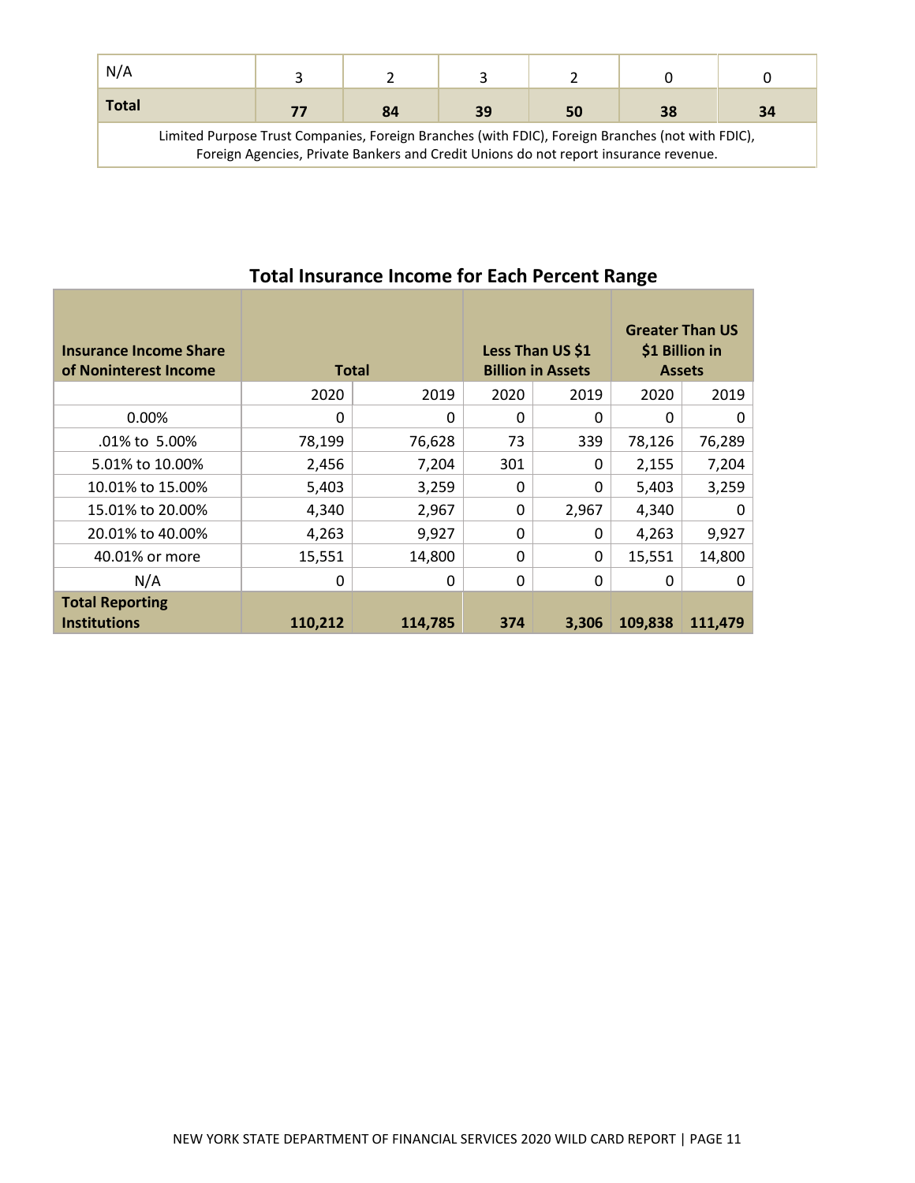| N/A | 3 | 2 | 3 | 2 | 0 | 0 |
|---|---|---|---|---|---|---|
| **Total** | **77** | **84** | **39** | **50** | **38** | **34** |

Limited Purpose Trust Companies, Foreign Branches (with FDIC), Foreign Branches (not with FDIC), Foreign Agencies, Private Bankers and Credit Unions do not report insurance revenue.

## Total Insurance Income for Each Percent Range

| Insurance Income Share of Noninterest Income | Total | | Less Than US $1 Billion in Assets | | Greater Than US $1 Billion in Assets | |
|---|---|---|---|---|---|---|
| | 2020 | 2019 | 2020 | 2019 | 2020 | 2019 |
| 0.00% | 0 | 0 | 0 | 0 | 0 | 0 |
| .01% to 5.00% | 78,199 | 76,628 | 73 | 339 | 78,126 | 76,289 |
| 5.01% to 10.00% | 2,456 | 7,204 | 301 | 0 | 2,155 | 7,204 |
| 10.01% to 15.00% | 5,403 | 3,259 | 0 | 0 | 5,403 | 3,259 |
| 15.01% to 20.00% | 4,340 | 2,967 | 0 | 2,967 | 4,340 | 0 |
| 20.01% to 40.00% | 4,263 | 9,927 | 0 | 0 | 4,263 | 9,927 |
| 40.01% or more | 15,551 | 14,800 | 0 | 0 | 15,551 | 14,800 |
| N/A | 0 | 0 | 0 | 0 | 0 | 0 |
| **Total Reporting Institutions** | **110,212** | **114,785** | **374** | **3,306** | **109,838** | **111,479** |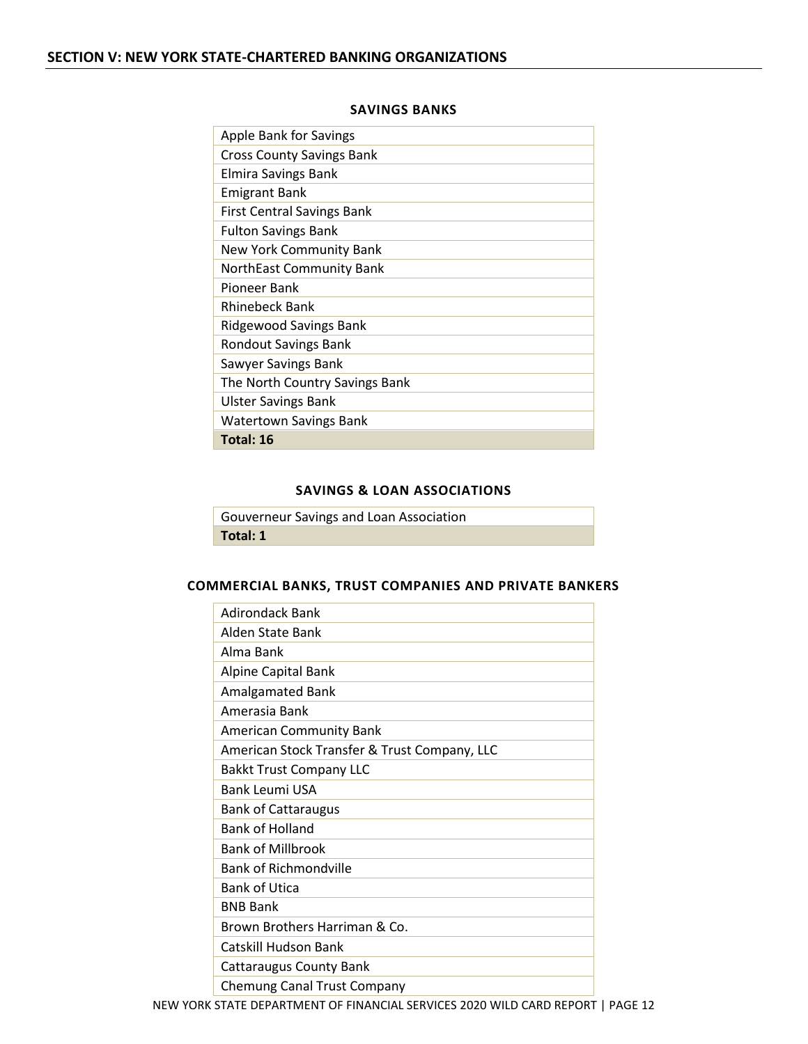## SECTION V: NEW YORK STATE-CHARTERED BANKING ORGANIZATIONS

### SAVINGS BANKS

| Apple Bank for Savings |
|---|
| Cross County Savings Bank |
| Elmira Savings Bank |
| Emigrant Bank |
| First Central Savings Bank |
| Fulton Savings Bank |
| New York Community Bank |
| NorthEast Community Bank |
| Pioneer Bank |
| Rhinebeck Bank |
| Ridgewood Savings Bank |
| Rondout Savings Bank |
| Sawyer Savings Bank |
| The North Country Savings Bank |
| Ulster Savings Bank |
| Watertown Savings Bank |
| **Total: 16** |

### SAVINGS & LOAN ASSOCIATIONS

| Gouverneur Savings and Loan Association |
|---|
| **Total: 1** |

### COMMERCIAL BANKS, TRUST COMPANIES AND PRIVATE BANKERS

| Adirondack Bank |
|---|
| Alden State Bank |
| Alma Bank |
| Alpine Capital Bank |
| Amalgamated Bank |
| Amerasia Bank |
| American Community Bank |
| American Stock Transfer & Trust Company, LLC |
| Bakkt Trust Company LLC |
| Bank Leumi USA |
| Bank of Cattaraugus |
| Bank of Holland |
| Bank of Millbrook |
| Bank of Richmondville |
| Bank of Utica |
| BNB Bank |
| Brown Brothers Harriman & Co. |
| Catskill Hudson Bank |
| Cattaraugus County Bank |
| Chemung Canal Trust Company |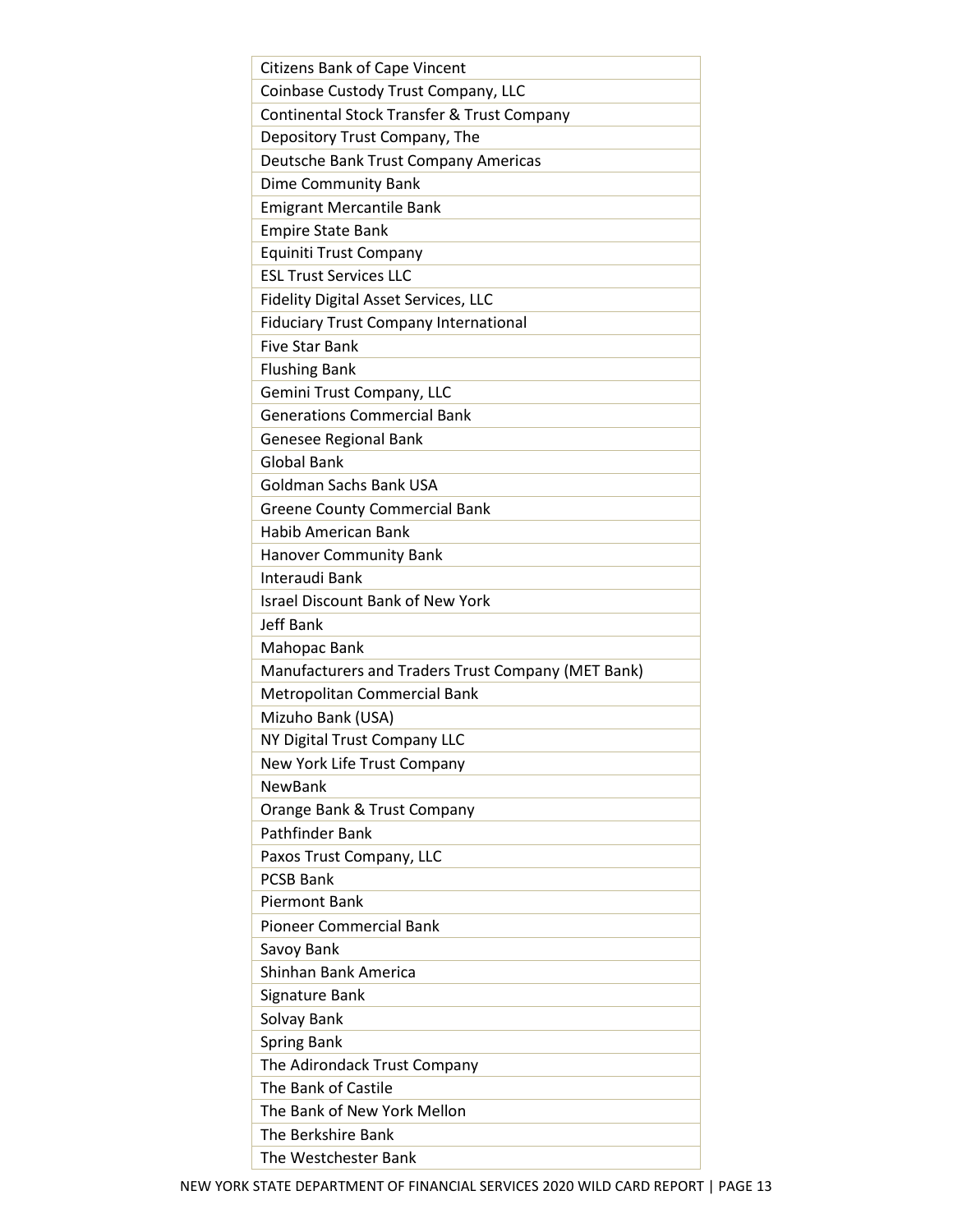| |
|---|
| Citizens Bank of Cape Vincent |
| Coinbase Custody Trust Company, LLC |
| Continental Stock Transfer & Trust Company |
| Depository Trust Company, The |
| Deutsche Bank Trust Company Americas |
| Dime Community Bank |
| Emigrant Mercantile Bank |
| Empire State Bank |
| Equiniti Trust Company |
| ESL Trust Services LLC |
| Fidelity Digital Asset Services, LLC |
| Fiduciary Trust Company International |
| Five Star Bank |
| Flushing Bank |
| Gemini Trust Company, LLC |
| Generations Commercial Bank |
| Genesee Regional Bank |
| Global Bank |
| Goldman Sachs Bank USA |
| Greene County Commercial Bank |
| Habib American Bank |
| Hanover Community Bank |
| Interaudi Bank |
| Israel Discount Bank of New York |
| Jeff Bank |
| Mahopac Bank |
| Manufacturers and Traders Trust Company (MET Bank) |
| Metropolitan Commercial Bank |
| Mizuho Bank (USA) |
| NY Digital Trust Company LLC |
| New York Life Trust Company |
| NewBank |
| Orange Bank & Trust Company |
| Pathfinder Bank |
| Paxos Trust Company, LLC |
| PCSB Bank |
| Piermont Bank |
| Pioneer Commercial Bank |
| Savoy Bank |
| Shinhan Bank America |
| Signature Bank |
| Solvay Bank |
| Spring Bank |
| The Adirondack Trust Company |
| The Bank of Castile |
| The Bank of New York Mellon |
| The Berkshire Bank |
| The Westchester Bank |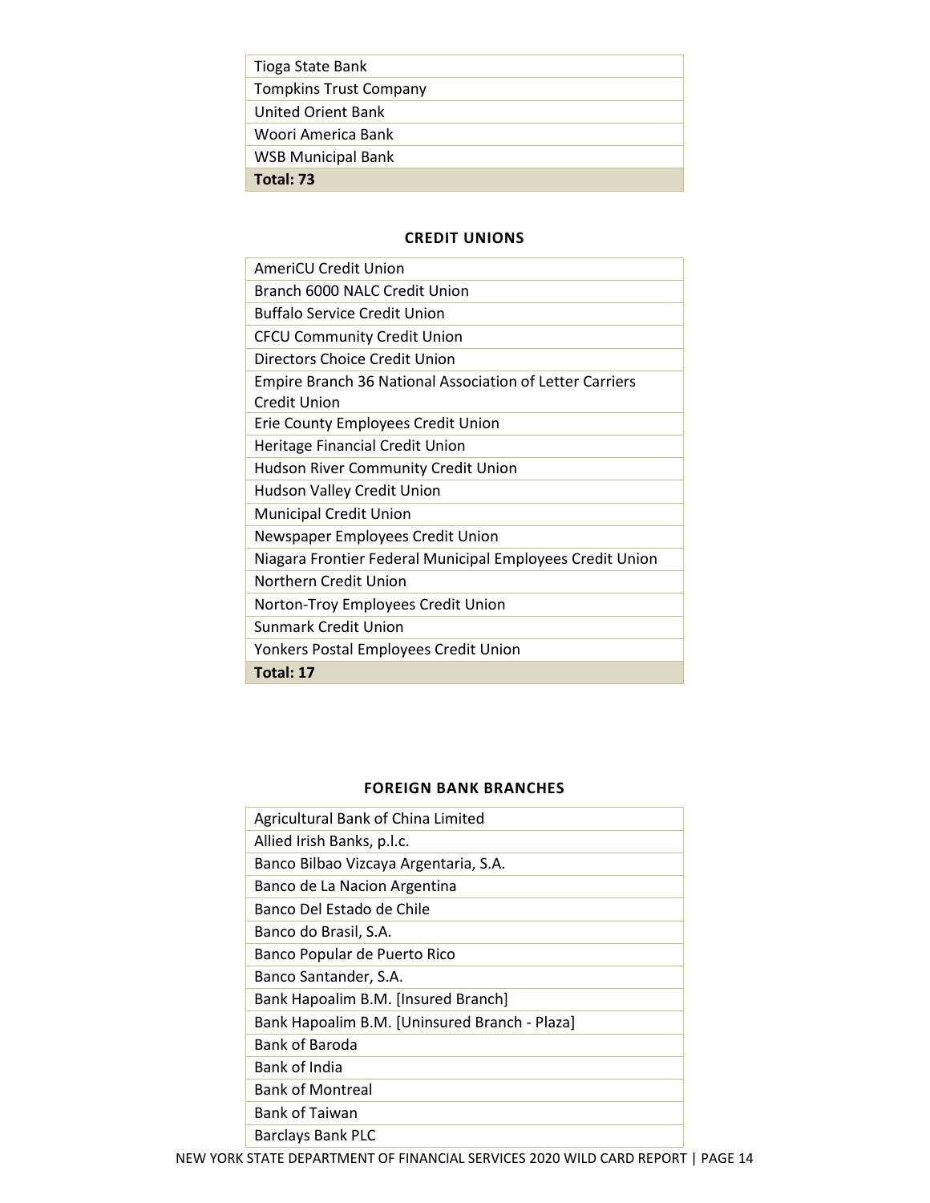| Tioga State Bank |
|---|
| Tompkins Trust Company |
| United Orient Bank |
| Woori America Bank |
| WSB Municipal Bank |
| **Total: 73** |

### CREDIT UNIONS

| AmeriCU Credit Union |
|---|
| Branch 6000 NALC Credit Union |
| Buffalo Service Credit Union |
| CFCU Community Credit Union |
| Directors Choice Credit Union |
| Empire Branch 36 National Association of Letter Carriers Credit Union |
| Erie County Employees Credit Union |
| Heritage Financial Credit Union |
| Hudson River Community Credit Union |
| Hudson Valley Credit Union |
| Municipal Credit Union |
| Newspaper Employees Credit Union |
| Niagara Frontier Federal Municipal Employees Credit Union |
| Northern Credit Union |
| Norton-Troy Employees Credit Union |
| Sunmark Credit Union |
| Yonkers Postal Employees Credit Union |
| **Total: 17** |

### FOREIGN BANK BRANCHES

| Agricultural Bank of China Limited |
|---|
| Allied Irish Banks, p.l.c. |
| Banco Bilbao Vizcaya Argentaria, S.A. |
| Banco de La Nacion Argentina |
| Banco Del Estado de Chile |
| Banco do Brasil, S.A. |
| Banco Popular de Puerto Rico |
| Banco Santander, S.A. |
| Bank Hapoalim B.M. [Insured Branch] |
| Bank Hapoalim B.M. [Uninsured Branch - Plaza] |
| Bank of Baroda |
| Bank of India |
| Bank of Montreal |
| Bank of Taiwan |
| Barclays Bank PLC |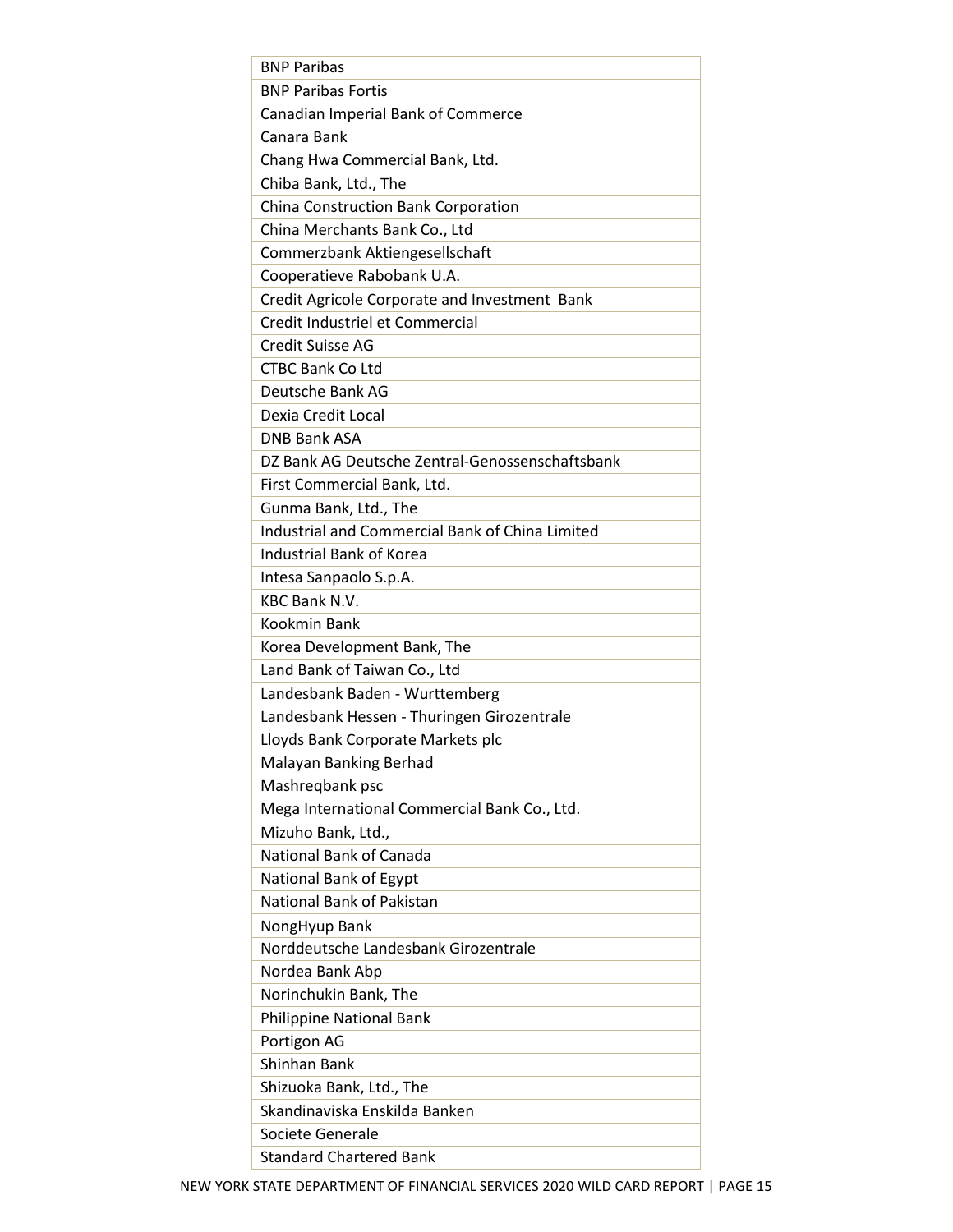| BNP Paribas |
|---|
| BNP Paribas Fortis |
| Canadian Imperial Bank of Commerce |
| Canara Bank |
| Chang Hwa Commercial Bank, Ltd. |
| Chiba Bank, Ltd., The |
| China Construction Bank Corporation |
| China Merchants Bank Co., Ltd |
| Commerzbank Aktiengesellschaft |
| Cooperatieve Rabobank U.A. |
| Credit Agricole Corporate and Investment Bank |
| Credit Industriel et Commercial |
| Credit Suisse AG |
| CTBC Bank Co Ltd |
| Deutsche Bank AG |
| Dexia Credit Local |
| DNB Bank ASA |
| DZ Bank AG Deutsche Zentral-Genossenschaftsbank |
| First Commercial Bank, Ltd. |
| Gunma Bank, Ltd., The |
| Industrial and Commercial Bank of China Limited |
| Industrial Bank of Korea |
| Intesa Sanpaolo S.p.A. |
| KBC Bank N.V. |
| Kookmin Bank |
| Korea Development Bank, The |
| Land Bank of Taiwan Co., Ltd |
| Landesbank Baden - Wurttemberg |
| Landesbank Hessen - Thuringen Girozentrale |
| Lloyds Bank Corporate Markets plc |
| Malayan Banking Berhad |
| Mashreqbank psc |
| Mega International Commercial Bank Co., Ltd. |
| Mizuho Bank, Ltd., |
| National Bank of Canada |
| National Bank of Egypt |
| National Bank of Pakistan |
| NongHyup Bank |
| Norddeutsche Landesbank Girozentrale |
| Nordea Bank Abp |
| Norinchukin Bank, The |
| Philippine National Bank |
| Portigon AG |
| Shinhan Bank |
| Shizuoka Bank, Ltd., The |
| Skandinaviska Enskilda Banken |
| Societe Generale |
| Standard Chartered Bank |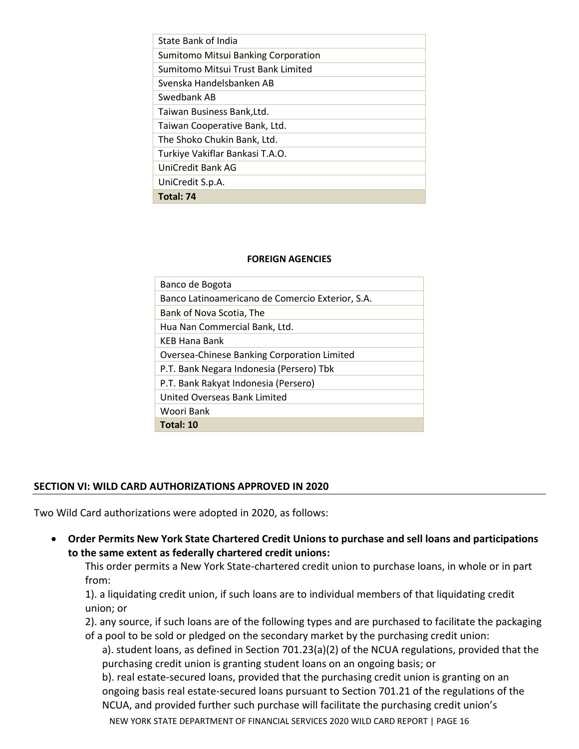| State Bank of India |
|---|
| Sumitomo Mitsui Banking Corporation |
| Sumitomo Mitsui Trust Bank Limited |
| Svenska Handelsbanken AB |
| Swedbank AB |
| Taiwan Business Bank,Ltd. |
| Taiwan Cooperative Bank, Ltd. |
| The Shoko Chukin Bank, Ltd. |
| Turkiye Vakiflar Bankasi T.A.O. |
| UniCredit Bank AG |
| UniCredit S.p.A. |
| **Total: 74** |

**FOREIGN AGENCIES**

| Banco de Bogota |
|---|
| Banco Latinoamericano de Comercio Exterior, S.A. |
| Bank of Nova Scotia, The |
| Hua Nan Commercial Bank, Ltd. |
| KEB Hana Bank |
| Oversea-Chinese Banking Corporation Limited |
| P.T. Bank Negara Indonesia (Persero) Tbk |
| P.T. Bank Rakyat Indonesia (Persero) |
| United Overseas Bank Limited |
| Woori Bank |
| **Total: 10** |

## SECTION VI: WILD CARD AUTHORIZATIONS APPROVED IN 2020

Two Wild Card authorizations were adopted in 2020, as follows:

- **Order Permits New York State Chartered Credit Unions to purchase and sell loans and participations to the same extent as federally chartered credit unions:**

  This order permits a New York State-chartered credit union to purchase loans, in whole or in part from:

  1). a liquidating credit union, if such loans are to individual members of that liquidating credit union; or

  2). any source, if such loans are of the following types and are purchased to facilitate the packaging of a pool to be sold or pledged on the secondary market by the purchasing credit union:

  a). student loans, as defined in Section 701.23(a)(2) of the NCUA regulations, provided that the purchasing credit union is granting student loans on an ongoing basis; or

  b). real estate-secured loans, provided that the purchasing credit union is granting on an ongoing basis real estate-secured loans pursuant to Section 701.21 of the regulations of the NCUA, and provided further such purchase will facilitate the purchasing credit union's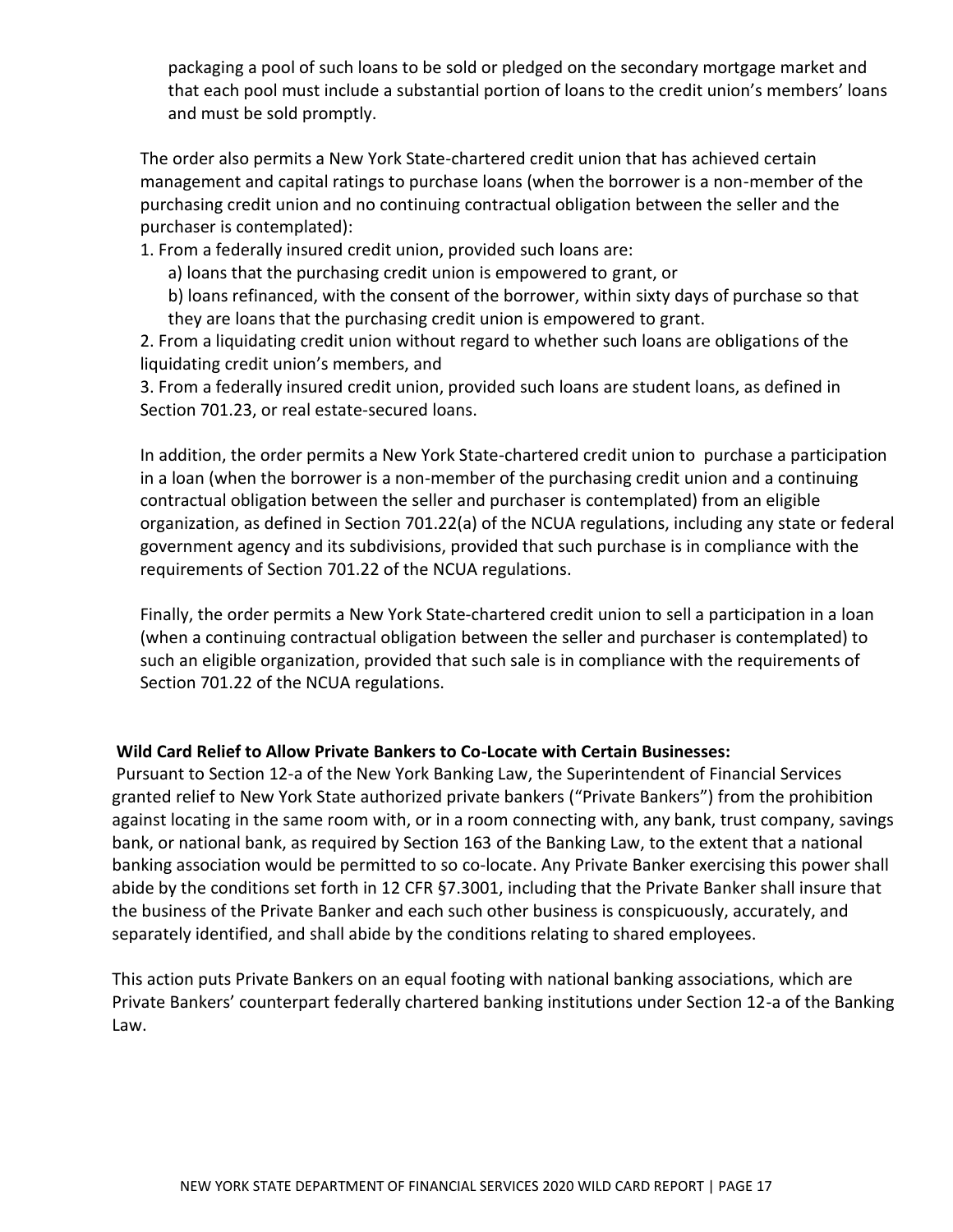packaging a pool of such loans to be sold or pledged on the secondary mortgage market and that each pool must include a substantial portion of loans to the credit union's members' loans and must be sold promptly.

The order also permits a New York State-chartered credit union that has achieved certain management and capital ratings to purchase loans (when the borrower is a non-member of the purchasing credit union and no continuing contractual obligation between the seller and the purchaser is contemplated):

1. From a federally insured credit union, provided such loans are:
   a) loans that the purchasing credit union is empowered to grant, or
   b) loans refinanced, with the consent of the borrower, within sixty days of purchase so that they are loans that the purchasing credit union is empowered to grant.
2. From a liquidating credit union without regard to whether such loans are obligations of the liquidating credit union's members, and
3. From a federally insured credit union, provided such loans are student loans, as defined in Section 701.23, or real estate-secured loans.

In addition, the order permits a New York State-chartered credit union to purchase a participation in a loan (when the borrower is a non-member of the purchasing credit union and a continuing contractual obligation between the seller and purchaser is contemplated) from an eligible organization, as defined in Section 701.22(a) of the NCUA regulations, including any state or federal government agency and its subdivisions, provided that such purchase is in compliance with the requirements of Section 701.22 of the NCUA regulations.

Finally, the order permits a New York State-chartered credit union to sell a participation in a loan (when a continuing contractual obligation between the seller and purchaser is contemplated) to such an eligible organization, provided that such sale is in compliance with the requirements of Section 701.22 of the NCUA regulations.

**Wild Card Relief to Allow Private Bankers to Co-Locate with Certain Businesses:**

Pursuant to Section 12-a of the New York Banking Law, the Superintendent of Financial Services granted relief to New York State authorized private bankers ("Private Bankers") from the prohibition against locating in the same room with, or in a room connecting with, any bank, trust company, savings bank, or national bank, as required by Section 163 of the Banking Law, to the extent that a national banking association would be permitted to so co-locate. Any Private Banker exercising this power shall abide by the conditions set forth in 12 CFR §7.3001, including that the Private Banker shall insure that the business of the Private Banker and each such other business is conspicuously, accurately, and separately identified, and shall abide by the conditions relating to shared employees.

This action puts Private Bankers on an equal footing with national banking associations, which are Private Bankers' counterpart federally chartered banking institutions under Section 12-a of the Banking Law.